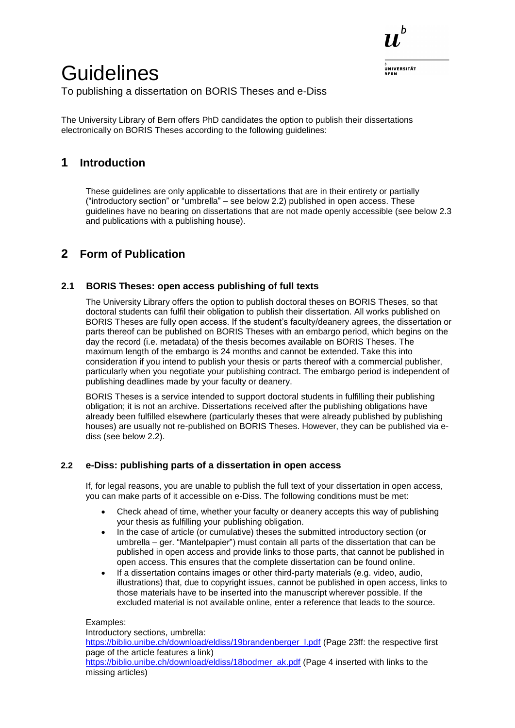# Guidelines

To publishing a dissertation on BORIS Theses and e-Diss

The University Library of Bern offers PhD candidates the option to publish their dissertations electronically on BORIS Theses according to the following guidelines:

## 1 Introduction

These guidelines are only applicable to dissertations that are in their entirety or partially ("introductory section" or "umbrella" – see below 2.2) published in open access. These guidelines have no bearing on dissertations that are not made openly accessible (see below 2.3 and publications with a publishing house).

## 2 Form of Publication

### 2.1 BORIS Theses: open access publishing of full texts

The University Library offers the option to publish doctoral theses on BORIS Theses, so that doctoral students can fulfil their obligation to publish their dissertation. All works published on BORIS Theses are fully open access. If the student's faculty/deanery agrees, the dissertation or parts thereof can be published on BORIS Theses with an embargo period, which begins on the day the record (i.e. metadata) of the thesis becomes available on BORIS Theses. The maximum length of the embargo is 24 months and cannot be extended. Take this into consideration if you intend to publish your thesis or parts thereof with a commercial publisher, particularly when you negotiate your publishing contract. The embargo period is independent of publishing deadlines made by your faculty or deanery.

BORIS Theses is a service intended to support doctoral students in fulfilling their publishing obligation; it is not an archive. Dissertations received after the publishing obligations have already been fulfilled elsewhere (particularly theses that were already published by publishing houses) are usually not re-published on BORIS Theses. However, they can be published via e-diss (see below 2.2).

### 2.2 e-Diss: publishing parts of a dissertation in open access

If, for legal reasons, you are unable to publish the full text of your dissertation in open access, you can make parts of it accessible on e-Diss. The following conditions must be met:

- Check ahead of time, whether your faculty or deanery accepts this way of publishing your thesis as fulfilling your publishing obligation.
- In the case of article (or cumulative) theses the submitted introductory section (or umbrella – ger. "Mantelpapier") must contain all parts of the dissertation that can be published in open access and provide links to those parts, that cannot be published in open access. This ensures that the complete dissertation can be found online.
- If a dissertation contains images or other third-party materials (e.g. video, audio, illustrations) that, due to copyright issues, cannot be published in open access, links to those materials have to be inserted into the manuscript wherever possible. If the excluded material is not available online, enter a reference that leads to the source.

Examples:
Introductory sections, umbrella:
https://biblio.unibe.ch/download/eldiss/19brandenberger_l.pdf (Page 23ff: the respective first page of the article features a link)
https://biblio.unibe.ch/download/eldiss/18bodmer_ak.pdf (Page 4 inserted with links to the missing articles)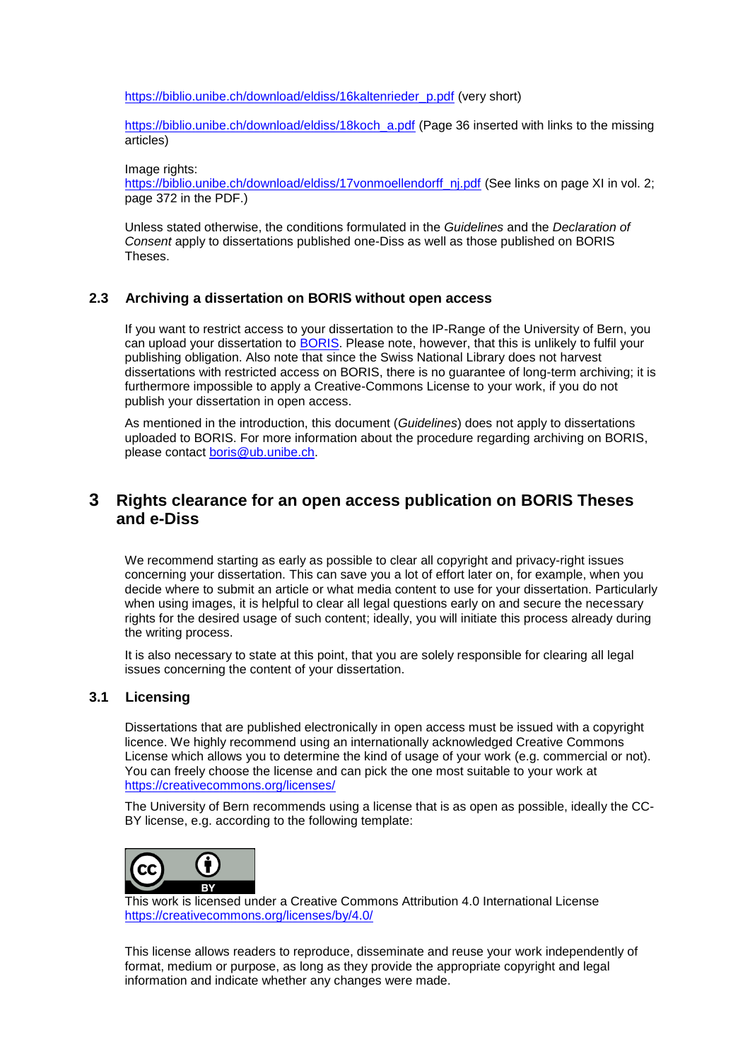https://biblio.unibe.ch/download/eldiss/16kaltenrieder_p.pdf (very short)

https://biblio.unibe.ch/download/eldiss/18koch_a.pdf (Page 36 inserted with links to the missing articles)

Image rights:
https://biblio.unibe.ch/download/eldiss/17vonmoellendorff_nj.pdf (See links on page XI in vol. 2; page 372 in the PDF.)

Unless stated otherwise, the conditions formulated in the *Guidelines* and the *Declaration of Consent* apply to dissertations published one-Diss as well as those published on BORIS Theses.

### 2.3 Archiving a dissertation on BORIS without open access

If you want to restrict access to your dissertation to the IP-Range of the University of Bern, you can upload your dissertation to BORIS. Please note, however, that this is unlikely to fulfil your publishing obligation. Also note that since the Swiss National Library does not harvest dissertations with restricted access on BORIS, there is no guarantee of long-term archiving; it is furthermore impossible to apply a Creative-Commons License to your work, if you do not publish your dissertation in open access.

As mentioned in the introduction, this document (*Guidelines*) does not apply to dissertations uploaded to BORIS. For more information about the procedure regarding archiving on BORIS, please contact boris@ub.unibe.ch.

## 3 Rights clearance for an open access publication on BORIS Theses and e-Diss

We recommend starting as early as possible to clear all copyright and privacy-right issues concerning your dissertation. This can save you a lot of effort later on, for example, when you decide where to submit an article or what media content to use for your dissertation. Particularly when using images, it is helpful to clear all legal questions early on and secure the necessary rights for the desired usage of such content; ideally, you will initiate this process already during the writing process.

It is also necessary to state at this point, that you are solely responsible for clearing all legal issues concerning the content of your dissertation.

### 3.1 Licensing

Dissertations that are published electronically in open access must be issued with a copyright licence. We highly recommend using an internationally acknowledged Creative Commons License which allows you to determine the kind of usage of your work (e.g. commercial or not). You can freely choose the license and can pick the one most suitable to your work at https://creativecommons.org/licenses/

The University of Bern recommends using a license that is as open as possible, ideally the CC-BY license, e.g. according to the following template:

This work is licensed under a Creative Commons Attribution 4.0 International License
https://creativecommons.org/licenses/by/4.0/

This license allows readers to reproduce, disseminate and reuse your work independently of format, medium or purpose, as long as they provide the appropriate copyright and legal information and indicate whether any changes were made.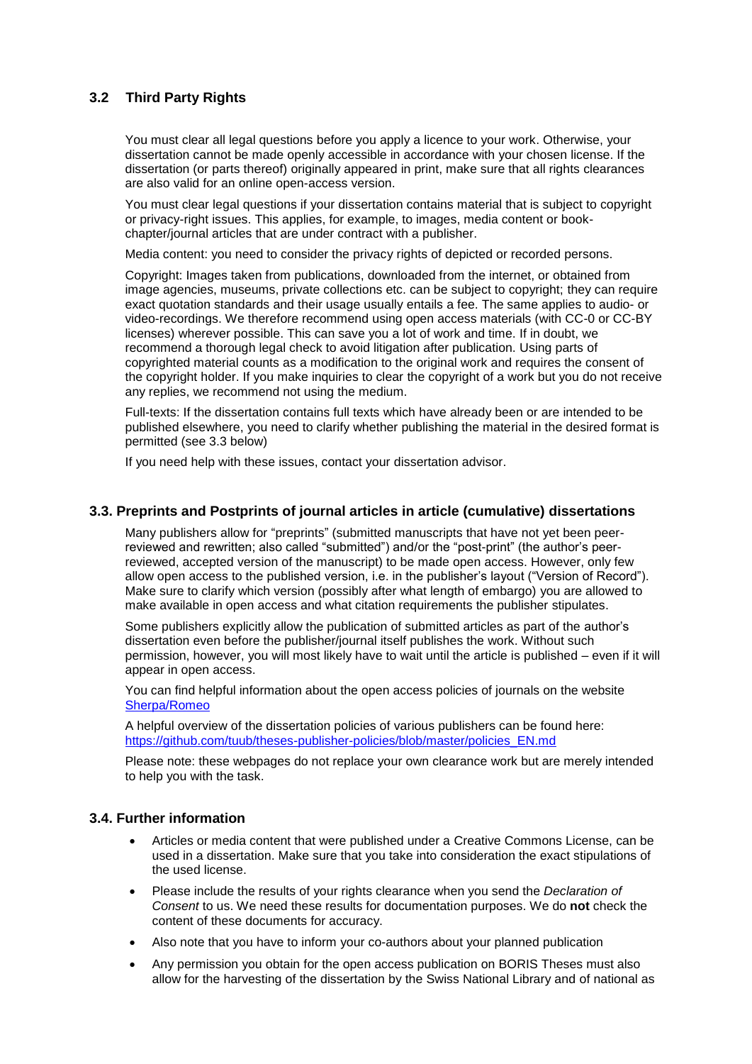### 3.2 Third Party Rights

You must clear all legal questions before you apply a licence to your work. Otherwise, your dissertation cannot be made openly accessible in accordance with your chosen license. If the dissertation (or parts thereof) originally appeared in print, make sure that all rights clearances are also valid for an online open-access version.

You must clear legal questions if your dissertation contains material that is subject to copyright or privacy-right issues. This applies, for example, to images, media content or book-chapter/journal articles that are under contract with a publisher.

Media content: you need to consider the privacy rights of depicted or recorded persons.

Copyright: Images taken from publications, downloaded from the internet, or obtained from image agencies, museums, private collections etc. can be subject to copyright; they can require exact quotation standards and their usage usually entails a fee. The same applies to audio- or video-recordings. We therefore recommend using open access materials (with CC-0 or CC-BY licenses) wherever possible. This can save you a lot of work and time. If in doubt, we recommend a thorough legal check to avoid litigation after publication. Using parts of copyrighted material counts as a modification to the original work and requires the consent of the copyright holder. If you make inquiries to clear the copyright of a work but you do not receive any replies, we recommend not using the medium.

Full-texts: If the dissertation contains full texts which have already been or are intended to be published elsewhere, you need to clarify whether publishing the material in the desired format is permitted (see 3.3 below)

If you need help with these issues, contact your dissertation advisor.

### 3.3. Preprints and Postprints of journal articles in article (cumulative) dissertations

Many publishers allow for "preprints" (submitted manuscripts that have not yet been peer-reviewed and rewritten; also called "submitted") and/or the "post-print" (the author's peer-reviewed, accepted version of the manuscript) to be made open access. However, only few allow open access to the published version, i.e. in the publisher's layout ("Version of Record"). Make sure to clarify which version (possibly after what length of embargo) you are allowed to make available in open access and what citation requirements the publisher stipulates.

Some publishers explicitly allow the publication of submitted articles as part of the author's dissertation even before the publisher/journal itself publishes the work. Without such permission, however, you will most likely have to wait until the article is published – even if it will appear in open access.

You can find helpful information about the open access policies of journals on the website Sherpa/Romeo

A helpful overview of the dissertation policies of various publishers can be found here: https://github.com/tuub/theses-publisher-policies/blob/master/policies_EN.md

Please note: these webpages do not replace your own clearance work but are merely intended to help you with the task.

### 3.4. Further information

- Articles or media content that were published under a Creative Commons License, can be used in a dissertation. Make sure that you take into consideration the exact stipulations of the used license.
- Please include the results of your rights clearance when you send the *Declaration of Consent* to us. We need these results for documentation purposes. We do **not** check the content of these documents for accuracy.
- Also note that you have to inform your co-authors about your planned publication
- Any permission you obtain for the open access publication on BORIS Theses must also allow for the harvesting of the dissertation by the Swiss National Library and of national as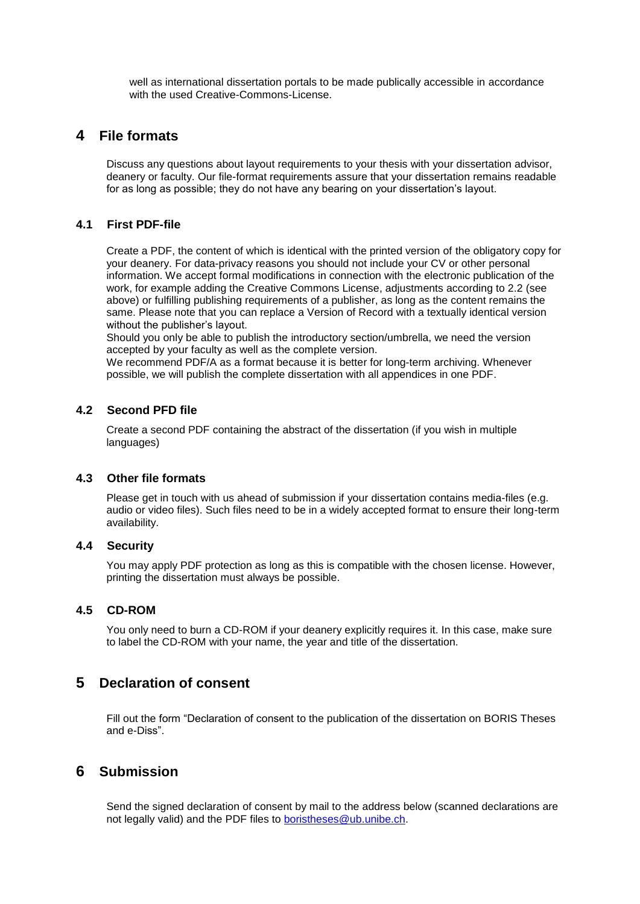well as international dissertation portals to be made publically accessible in accordance with the used Creative-Commons-License.

# 4 File formats

Discuss any questions about layout requirements to your thesis with your dissertation advisor, deanery or faculty. Our file-format requirements assure that your dissertation remains readable for as long as possible; they do not have any bearing on your dissertation's layout.

## 4.1 First PDF-file

Create a PDF, the content of which is identical with the printed version of the obligatory copy for your deanery. For data-privacy reasons you should not include your CV or other personal information. We accept formal modifications in connection with the electronic publication of the work, for example adding the Creative Commons License, adjustments according to 2.2 (see above) or fulfilling publishing requirements of a publisher, as long as the content remains the same. Please note that you can replace a Version of Record with a textually identical version without the publisher's layout.
Should you only be able to publish the introductory section/umbrella, we need the version accepted by your faculty as well as the complete version.
We recommend PDF/A as a format because it is better for long-term archiving. Whenever possible, we will publish the complete dissertation with all appendices in one PDF.

## 4.2 Second PFD file

Create a second PDF containing the abstract of the dissertation (if you wish in multiple languages)

## 4.3 Other file formats

Please get in touch with us ahead of submission if your dissertation contains media-files (e.g. audio or video files). Such files need to be in a widely accepted format to ensure their long-term availability.

## 4.4 Security

You may apply PDF protection as long as this is compatible with the chosen license. However, printing the dissertation must always be possible.

## 4.5 CD-ROM

You only need to burn a CD-ROM if your deanery explicitly requires it. In this case, make sure to label the CD-ROM with your name, the year and title of the dissertation.

# 5 Declaration of consent

Fill out the form "Declaration of consent to the publication of the dissertation on BORIS Theses and e-Diss".

# 6 Submission

Send the signed declaration of consent by mail to the address below (scanned declarations are not legally valid) and the PDF files to boristheses@ub.unibe.ch.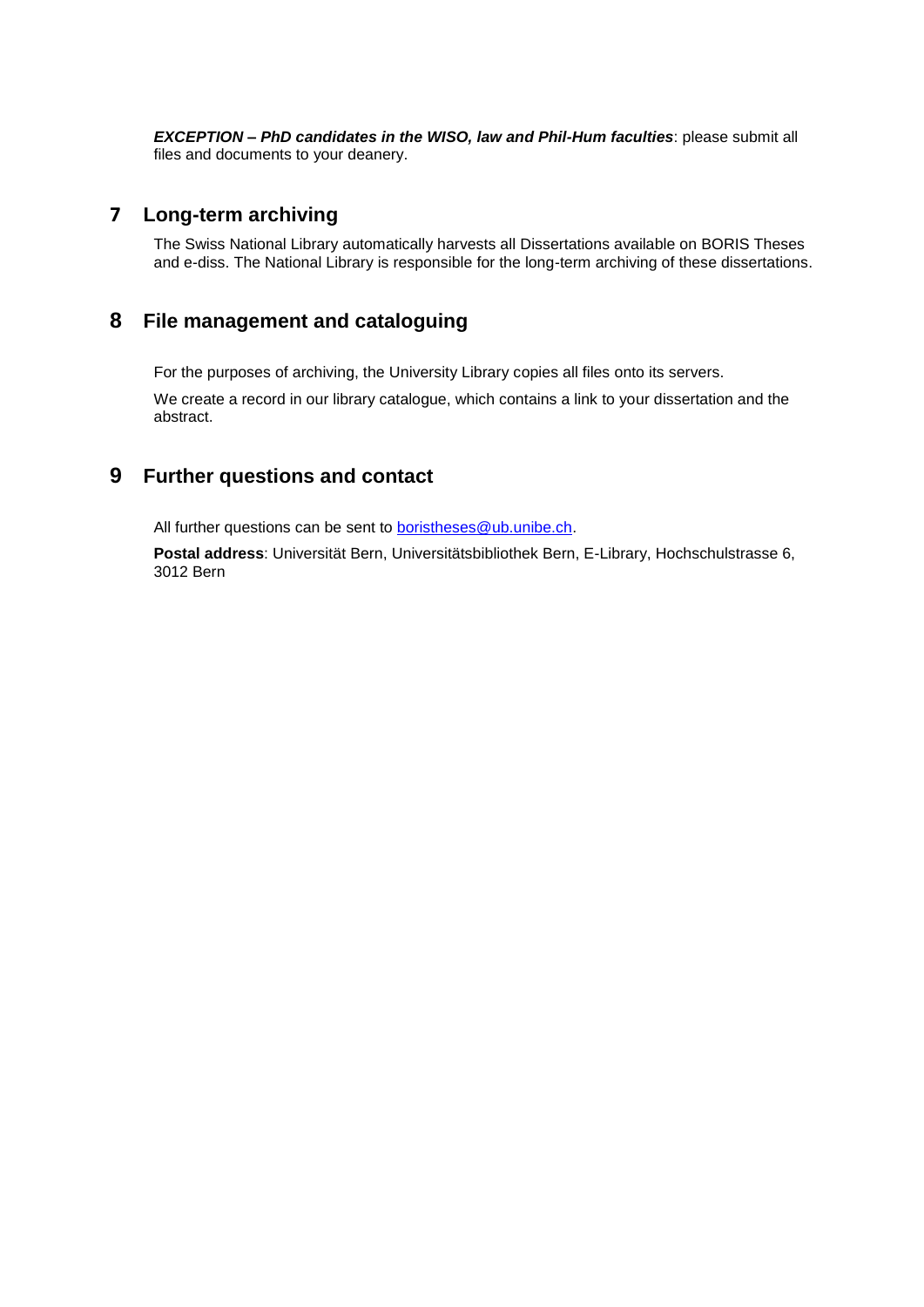***EXCEPTION – PhD candidates in the WISO, law and Phil-Hum faculties***: please submit all files and documents to your deanery.

## 7 Long-term archiving

The Swiss National Library automatically harvests all Dissertations available on BORIS Theses and e-diss. The National Library is responsible for the long-term archiving of these dissertations.

## 8 File management and cataloguing

For the purposes of archiving, the University Library copies all files onto its servers.

We create a record in our library catalogue, which contains a link to your dissertation and the abstract.

## 9 Further questions and contact

All further questions can be sent to boristheses@ub.unibe.ch.

**Postal address**: Universität Bern, Universitätsbibliothek Bern, E-Library, Hochschulstrasse 6, 3012 Bern